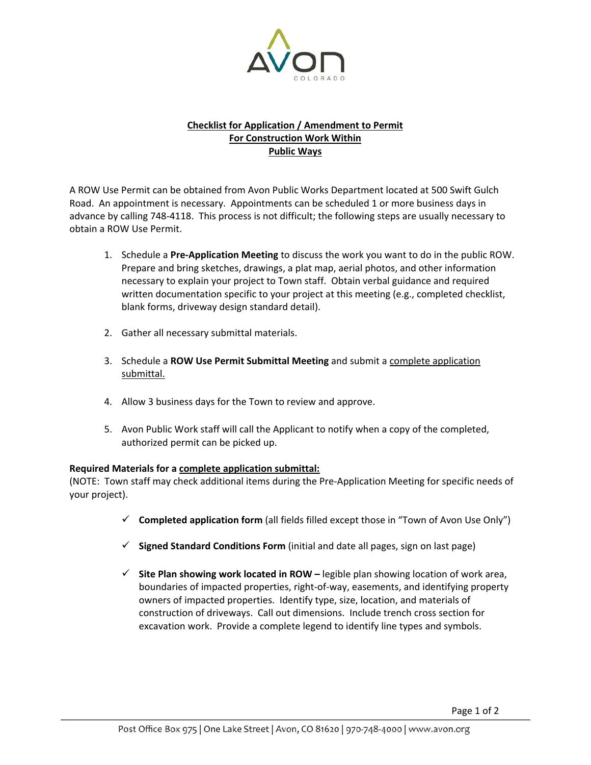# Checklist for Application / Amendment to Permit For Construction Work Within Public Ways

A ROW Use Permit can be obtained from Avon Public Works Department located at 500 Swift Gulch Road. An appointment is necessary. Appointments can be scheduled 1 or more business days in advance by calling 748-4118. This process is not difficult; the following steps are usually necessary to obtain a ROW Use Permit.

1. Schedule a **Pre-Application Meeting** to discuss the work you want to do in the public ROW. Prepare and bring sketches, drawings, a plat map, aerial photos, and other information necessary to explain your project to Town staff. Obtain verbal guidance and required written documentation specific to your project at this meeting (e.g., completed checklist, blank forms, driveway design standard detail).

2. Gather all necessary submittal materials.

3. Schedule a **ROW Use Permit Submittal Meeting** and submit a <u>complete application submittal.</u>

4. Allow 3 business days for the Town to review and approve.

5. Avon Public Work staff will call the Applicant to notify when a copy of the completed, authorized permit can be picked up.

**Required Materials for a <u>complete application submittal:</u>**
(NOTE: Town staff may check additional items during the Pre-Application Meeting for specific needs of your project).

- ✓ **Completed application form** (all fields filled except those in "Town of Avon Use Only")

- ✓ **Signed Standard Conditions Form** (initial and date all pages, sign on last page)

- ✓ **Site Plan showing work located in ROW –** legible plan showing location of work area, boundaries of impacted properties, right-of-way, easements, and identifying property owners of impacted properties. Identify type, size, location, and materials of construction of driveways. Call out dimensions. Include trench cross section for excavation work. Provide a complete legend to identify line types and symbols.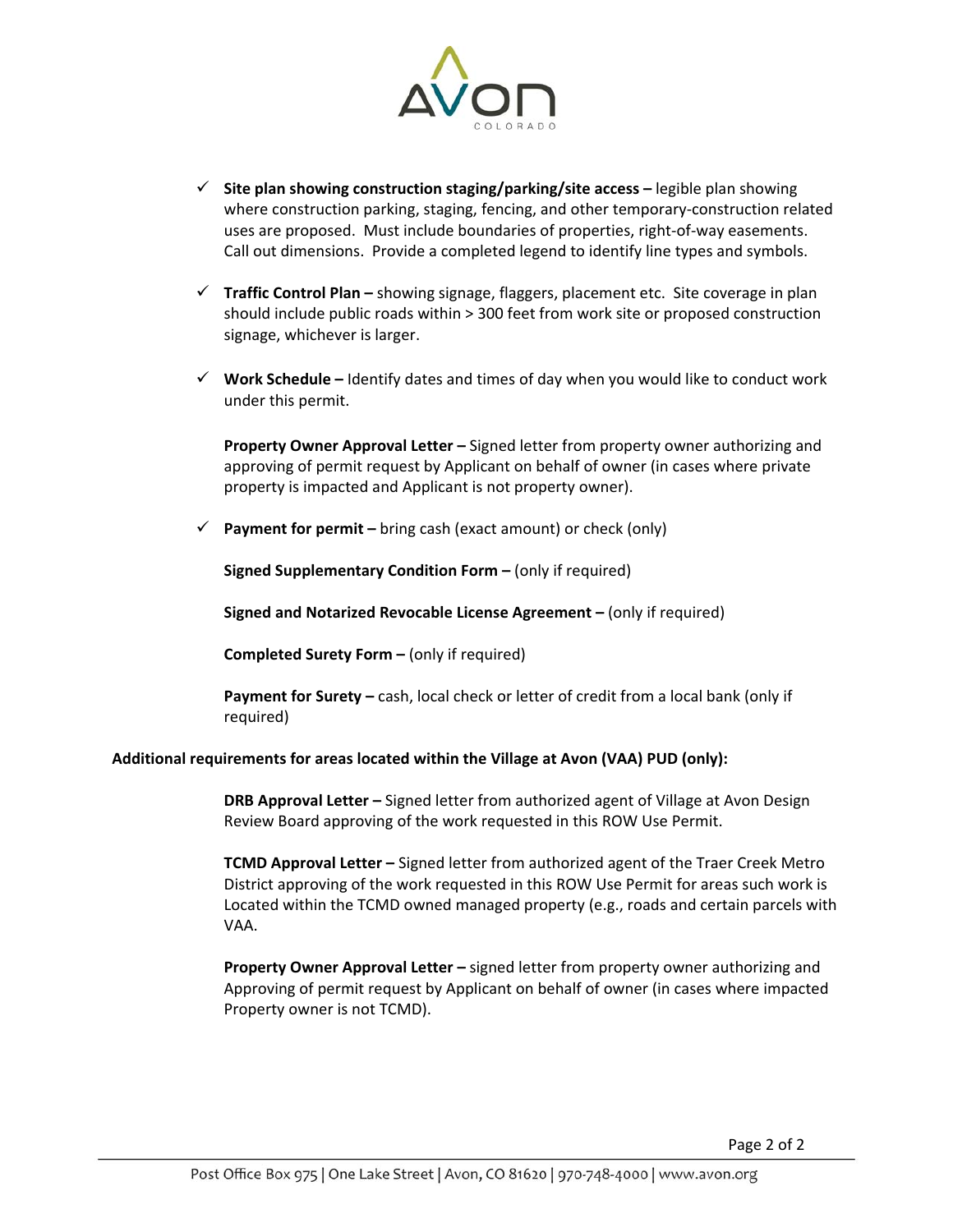- ✓ **Site plan showing construction staging/parking/site access –** legible plan showing where construction parking, staging, fencing, and other temporary-construction related uses are proposed. Must include boundaries of properties, right-of-way easements. Call out dimensions. Provide a completed legend to identify line types and symbols.

- ✓ **Traffic Control Plan –** showing signage, flaggers, placement etc. Site coverage in plan should include public roads within > 300 feet from work site or proposed construction signage, whichever is larger.

- ✓ **Work Schedule –** Identify dates and times of day when you would like to conduct work under this permit.

  **Property Owner Approval Letter –** Signed letter from property owner authorizing and approving of permit request by Applicant on behalf of owner (in cases where private property is impacted and Applicant is not property owner).

- ✓ **Payment for permit –** bring cash (exact amount) or check (only)

  **Signed Supplementary Condition Form –** (only if required)

  **Signed and Notarized Revocable License Agreement –** (only if required)

  **Completed Surety Form –** (only if required)

  **Payment for Surety –** cash, local check or letter of credit from a local bank (only if required)

**Additional requirements for areas located within the Village at Avon (VAA) PUD (only):**

**DRB Approval Letter –** Signed letter from authorized agent of Village at Avon Design Review Board approving of the work requested in this ROW Use Permit.

**TCMD Approval Letter –** Signed letter from authorized agent of the Traer Creek Metro District approving of the work requested in this ROW Use Permit for areas such work is Located within the TCMD owned managed property (e.g., roads and certain parcels with VAA.

**Property Owner Approval Letter –** signed letter from property owner authorizing and Approving of permit request by Applicant on behalf of owner (in cases where impacted Property owner is not TCMD).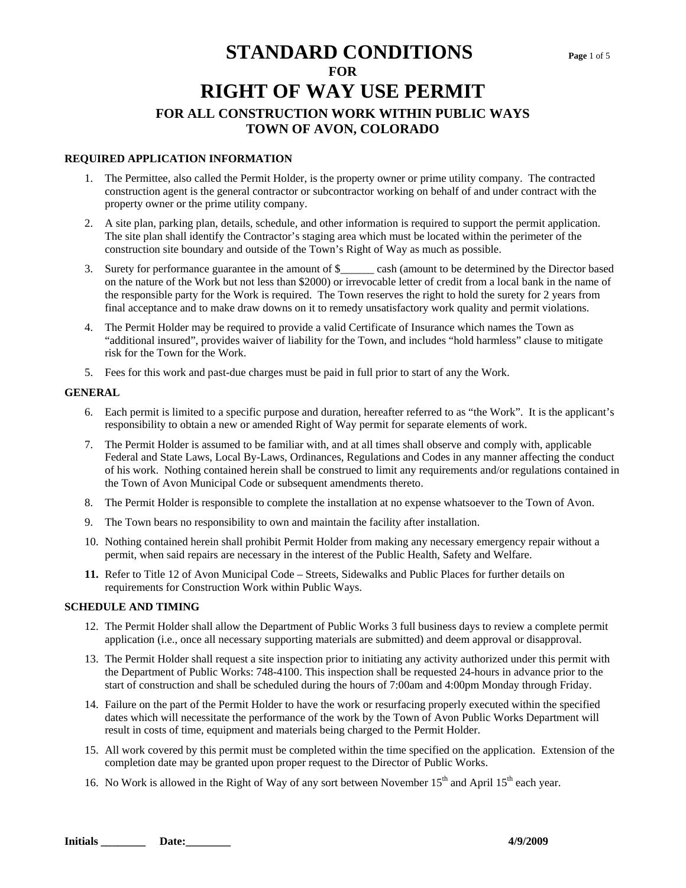# STANDARD CONDITIONS
## FOR
# RIGHT OF WAY USE PERMIT
## FOR ALL CONSTRUCTION WORK WITHIN PUBLIC WAYS
## TOWN OF AVON, COLORADO

### REQUIRED APPLICATION INFORMATION

1. The Permittee, also called the Permit Holder, is the property owner or prime utility company. The contracted construction agent is the general contractor or subcontractor working on behalf of and under contract with the property owner or the prime utility company.
2. A site plan, parking plan, details, schedule, and other information is required to support the permit application. The site plan shall identify the Contractor's staging area which must be located within the perimeter of the construction site boundary and outside of the Town's Right of Way as much as possible.
3. Surety for performance guarantee in the amount of $______ cash (amount to be determined by the Director based on the nature of the Work but not less than $2000) or irrevocable letter of credit from a local bank in the name of the responsible party for the Work is required. The Town reserves the right to hold the surety for 2 years from final acceptance and to make draw downs on it to remedy unsatisfactory work quality and permit violations.
4. The Permit Holder may be required to provide a valid Certificate of Insurance which names the Town as "additional insured", provides waiver of liability for the Town, and includes "hold harmless" clause to mitigate risk for the Town for the Work.
5. Fees for this work and past-due charges must be paid in full prior to start of any the Work.

### GENERAL

6. Each permit is limited to a specific purpose and duration, hereafter referred to as "the Work". It is the applicant's responsibility to obtain a new or amended Right of Way permit for separate elements of work.
7. The Permit Holder is assumed to be familiar with, and at all times shall observe and comply with, applicable Federal and State Laws, Local By-Laws, Ordinances, Regulations and Codes in any manner affecting the conduct of his work. Nothing contained herein shall be construed to limit any requirements and/or regulations contained in the Town of Avon Municipal Code or subsequent amendments thereto.
8. The Permit Holder is responsible to complete the installation at no expense whatsoever to the Town of Avon.
9. The Town bears no responsibility to own and maintain the facility after installation.
10. Nothing contained herein shall prohibit Permit Holder from making any necessary emergency repair without a permit, when said repairs are necessary in the interest of the Public Health, Safety and Welfare.
11. Refer to Title 12 of Avon Municipal Code – Streets, Sidewalks and Public Places for further details on requirements for Construction Work within Public Ways.

### SCHEDULE AND TIMING

12. The Permit Holder shall allow the Department of Public Works 3 full business days to review a complete permit application (i.e., once all necessary supporting materials are submitted) and deem approval or disapproval.
13. The Permit Holder shall request a site inspection prior to initiating any activity authorized under this permit with the Department of Public Works: 748-4100. This inspection shall be requested 24-hours in advance prior to the start of construction and shall be scheduled during the hours of 7:00am and 4:00pm Monday through Friday.
14. Failure on the part of the Permit Holder to have the work or resurfacing properly executed within the specified dates which will necessitate the performance of the work by the Town of Avon Public Works Department will result in costs of time, equipment and materials being charged to the Permit Holder.
15. All work covered by this permit must be completed within the time specified on the application. Extension of the completion date may be granted upon proper request to the Director of Public Works.
16. No Work is allowed in the Right of Way of any sort between November 15th and April 15th each year.

**Initials ________ Date:________**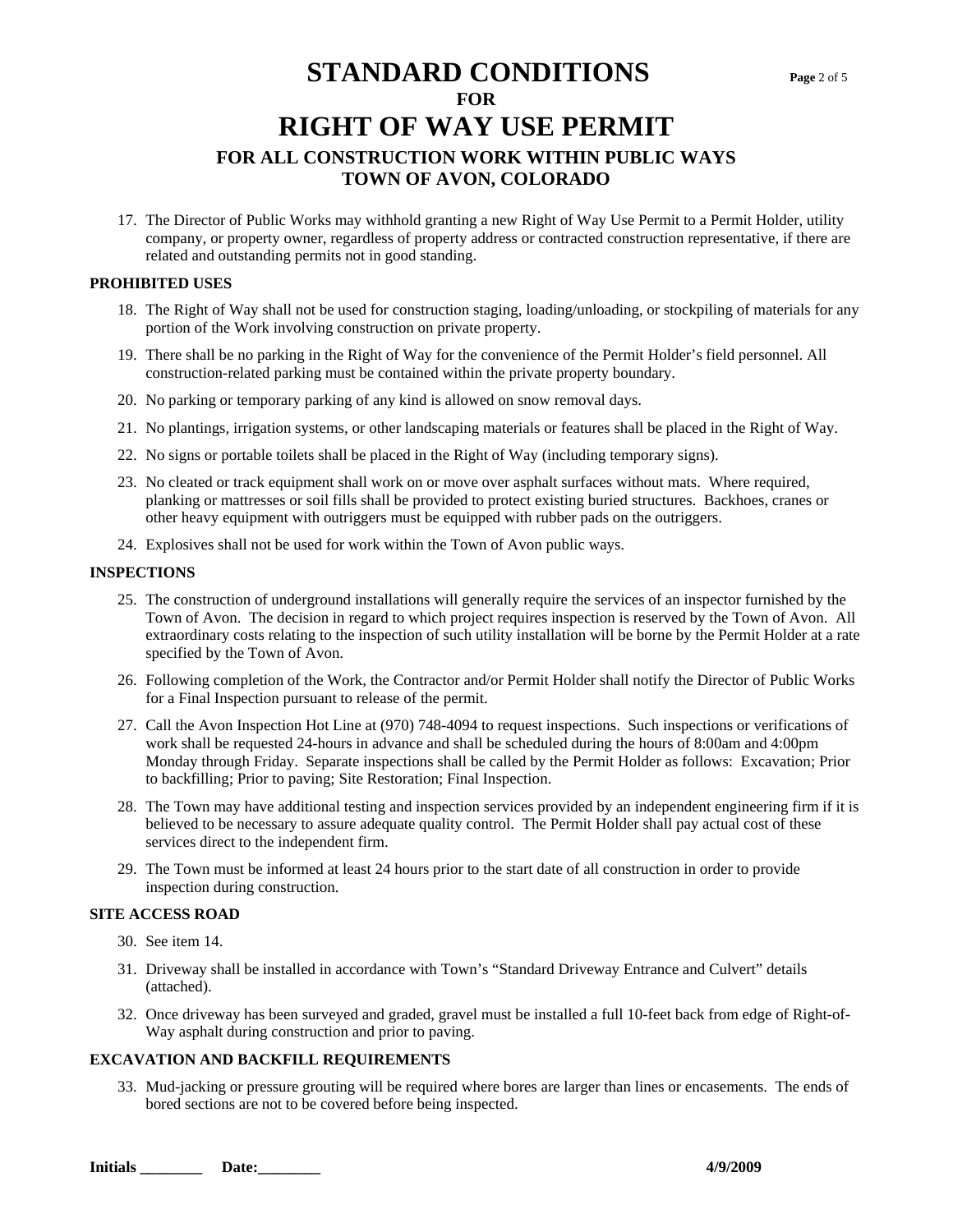# STANDARD CONDITIONS
### FOR
# RIGHT OF WAY USE PERMIT
## FOR ALL CONSTRUCTION WORK WITHIN PUBLIC WAYS
## TOWN OF AVON, COLORADO

17. The Director of Public Works may withhold granting a new Right of Way Use Permit to a Permit Holder, utility company, or property owner, regardless of property address or contracted construction representative, if there are related and outstanding permits not in good standing.

**PROHIBITED USES**

18. The Right of Way shall not be used for construction staging, loading/unloading, or stockpiling of materials for any portion of the Work involving construction on private property.
19. There shall be no parking in the Right of Way for the convenience of the Permit Holder's field personnel. All construction-related parking must be contained within the private property boundary.
20. No parking or temporary parking of any kind is allowed on snow removal days.
21. No plantings, irrigation systems, or other landscaping materials or features shall be placed in the Right of Way.
22. No signs or portable toilets shall be placed in the Right of Way (including temporary signs).
23. No cleated or track equipment shall work on or move over asphalt surfaces without mats. Where required, planking or mattresses or soil fills shall be provided to protect existing buried structures. Backhoes, cranes or other heavy equipment with outriggers must be equipped with rubber pads on the outriggers.
24. Explosives shall not be used for work within the Town of Avon public ways.

**INSPECTIONS**

25. The construction of underground installations will generally require the services of an inspector furnished by the Town of Avon. The decision in regard to which project requires inspection is reserved by the Town of Avon. All extraordinary costs relating to the inspection of such utility installation will be borne by the Permit Holder at a rate specified by the Town of Avon.
26. Following completion of the Work, the Contractor and/or Permit Holder shall notify the Director of Public Works for a Final Inspection pursuant to release of the permit.
27. Call the Avon Inspection Hot Line at (970) 748-4094 to request inspections. Such inspections or verifications of work shall be requested 24-hours in advance and shall be scheduled during the hours of 8:00am and 4:00pm Monday through Friday. Separate inspections shall be called by the Permit Holder as follows: Excavation; Prior to backfilling; Prior to paving; Site Restoration; Final Inspection.
28. The Town may have additional testing and inspection services provided by an independent engineering firm if it is believed to be necessary to assure adequate quality control. The Permit Holder shall pay actual cost of these services direct to the independent firm.
29. The Town must be informed at least 24 hours prior to the start date of all construction in order to provide inspection during construction.

**SITE ACCESS ROAD**

30. See item 14.
31. Driveway shall be installed in accordance with Town's "Standard Driveway Entrance and Culvert" details (attached).
32. Once driveway has been surveyed and graded, gravel must be installed a full 10-feet back from edge of Right-of-Way asphalt during construction and prior to paving.

**EXCAVATION AND BACKFILL REQUIREMENTS**

33. Mud-jacking or pressure grouting will be required where bores are larger than lines or encasements. The ends of bored sections are not to be covered before being inspected.

**Initials ________ Date:________** **4/9/2009**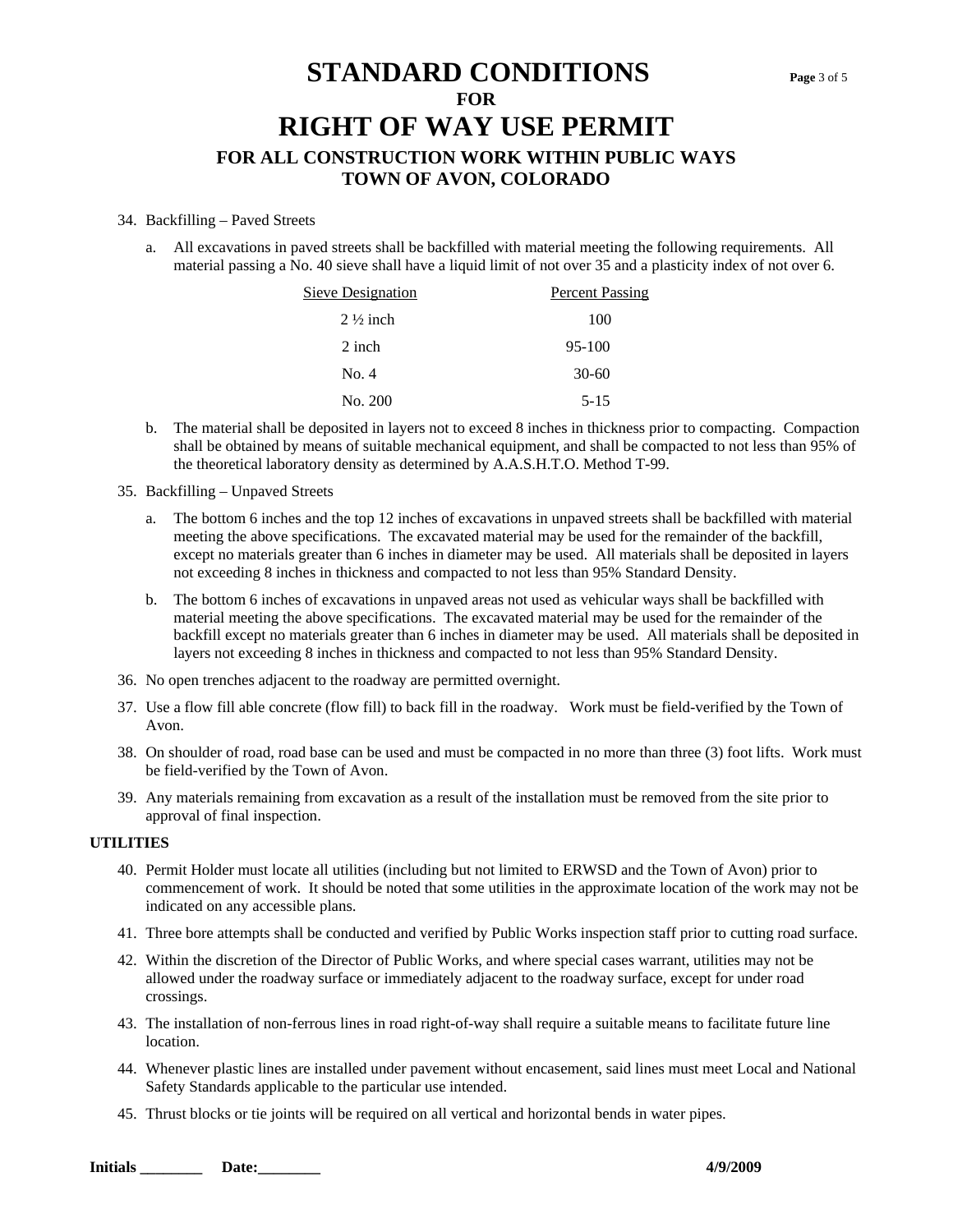# STANDARD CONDITIONS

**FOR**

# RIGHT OF WAY USE PERMIT

## FOR ALL CONSTRUCTION WORK WITHIN PUBLIC WAYS
## TOWN OF AVON, COLORADO

34. Backfilling – Paved Streets

    a. All excavations in paved streets shall be backfilled with material meeting the following requirements. All material passing a No. 40 sieve shall have a liquid limit of not over 35 and a plasticity index of not over 6.

    | Sieve Designation | Percent Passing |
    |---|---|
    | 2 ½ inch | 100 |
    | 2 inch | 95-100 |
    | No. 4 | 30-60 |
    | No. 200 | 5-15 |

    b. The material shall be deposited in layers not to exceed 8 inches in thickness prior to compacting. Compaction shall be obtained by means of suitable mechanical equipment, and shall be compacted to not less than 95% of the theoretical laboratory density as determined by A.A.S.H.T.O. Method T-99.

35. Backfilling – Unpaved Streets

    a. The bottom 6 inches and the top 12 inches of excavations in unpaved streets shall be backfilled with material meeting the above specifications. The excavated material may be used for the remainder of the backfill, except no materials greater than 6 inches in diameter may be used. All materials shall be deposited in layers not exceeding 8 inches in thickness and compacted to not less than 95% Standard Density.

    b. The bottom 6 inches of excavations in unpaved areas not used as vehicular ways shall be backfilled with material meeting the above specifications. The excavated material may be used for the remainder of the backfill except no materials greater than 6 inches in diameter may be used. All materials shall be deposited in layers not exceeding 8 inches in thickness and compacted to not less than 95% Standard Density.

36. No open trenches adjacent to the roadway are permitted overnight.

37. Use a flow fill able concrete (flow fill) to back fill in the roadway. Work must be field-verified by the Town of Avon.

38. On shoulder of road, road base can be used and must be compacted in no more than three (3) foot lifts. Work must be field-verified by the Town of Avon.

39. Any materials remaining from excavation as a result of the installation must be removed from the site prior to approval of final inspection.

**UTILITIES**

40. Permit Holder must locate all utilities (including but not limited to ERWSD and the Town of Avon) prior to commencement of work. It should be noted that some utilities in the approximate location of the work may not be indicated on any accessible plans.

41. Three bore attempts shall be conducted and verified by Public Works inspection staff prior to cutting road surface.

42. Within the discretion of the Director of Public Works, and where special cases warrant, utilities may not be allowed under the roadway surface or immediately adjacent to the roadway surface, except for under road crossings.

43. The installation of non-ferrous lines in road right-of-way shall require a suitable means to facilitate future line location.

44. Whenever plastic lines are installed under pavement without encasement, said lines must meet Local and National Safety Standards applicable to the particular use intended.

45. Thrust blocks or tie joints will be required on all vertical and horizontal bends in water pipes.

**Initials ________ Date:________** **4/9/2009**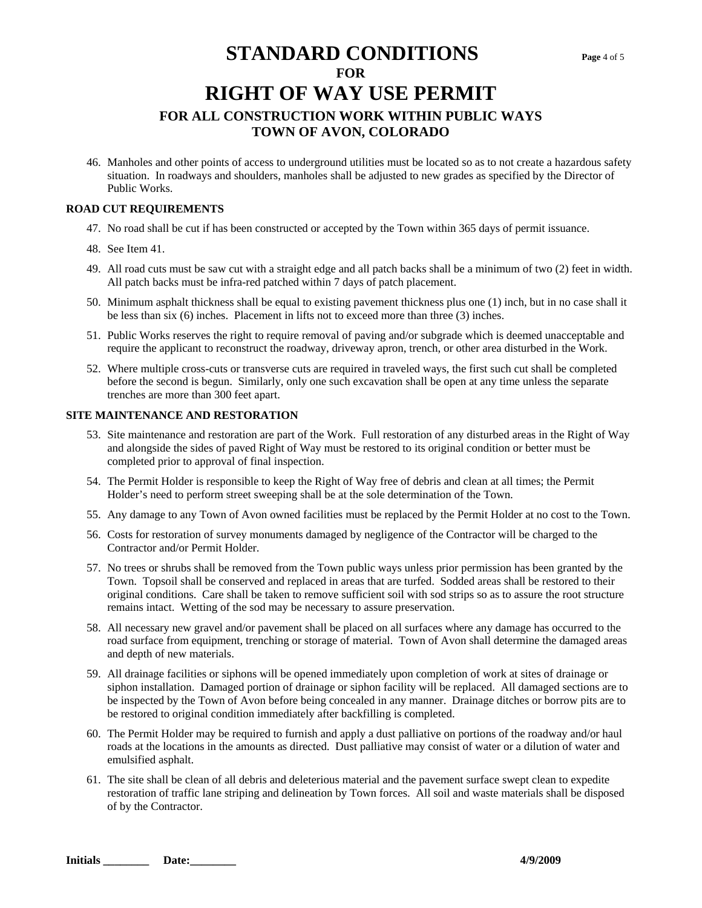# STANDARD CONDITIONS
## FOR
# RIGHT OF WAY USE PERMIT
## FOR ALL CONSTRUCTION WORK WITHIN PUBLIC WAYS
## TOWN OF AVON, COLORADO

46. Manholes and other points of access to underground utilities must be located so as to not create a hazardous safety situation. In roadways and shoulders, manholes shall be adjusted to new grades as specified by the Director of Public Works.

**ROAD CUT REQUIREMENTS**

47. No road shall be cut if has been constructed or accepted by the Town within 365 days of permit issuance.

48. See Item 41.

49. All road cuts must be saw cut with a straight edge and all patch backs shall be a minimum of two (2) feet in width. All patch backs must be infra-red patched within 7 days of patch placement.

50. Minimum asphalt thickness shall be equal to existing pavement thickness plus one (1) inch, but in no case shall it be less than six (6) inches. Placement in lifts not to exceed more than three (3) inches.

51. Public Works reserves the right to require removal of paving and/or subgrade which is deemed unacceptable and require the applicant to reconstruct the roadway, driveway apron, trench, or other area disturbed in the Work.

52. Where multiple cross-cuts or transverse cuts are required in traveled ways, the first such cut shall be completed before the second is begun. Similarly, only one such excavation shall be open at any time unless the separate trenches are more than 300 feet apart.

**SITE MAINTENANCE AND RESTORATION**

53. Site maintenance and restoration are part of the Work. Full restoration of any disturbed areas in the Right of Way and alongside the sides of paved Right of Way must be restored to its original condition or better must be completed prior to approval of final inspection.

54. The Permit Holder is responsible to keep the Right of Way free of debris and clean at all times; the Permit Holder's need to perform street sweeping shall be at the sole determination of the Town.

55. Any damage to any Town of Avon owned facilities must be replaced by the Permit Holder at no cost to the Town.

56. Costs for restoration of survey monuments damaged by negligence of the Contractor will be charged to the Contractor and/or Permit Holder.

57. No trees or shrubs shall be removed from the Town public ways unless prior permission has been granted by the Town. Topsoil shall be conserved and replaced in areas that are turfed. Sodded areas shall be restored to their original conditions. Care shall be taken to remove sufficient soil with sod strips so as to assure the root structure remains intact. Wetting of the sod may be necessary to assure preservation.

58. All necessary new gravel and/or pavement shall be placed on all surfaces where any damage has occurred to the road surface from equipment, trenching or storage of material. Town of Avon shall determine the damaged areas and depth of new materials.

59. All drainage facilities or siphons will be opened immediately upon completion of work at sites of drainage or siphon installation. Damaged portion of drainage or siphon facility will be replaced. All damaged sections are to be inspected by the Town of Avon before being concealed in any manner. Drainage ditches or borrow pits are to be restored to original condition immediately after backfilling is completed.

60. The Permit Holder may be required to furnish and apply a dust palliative on portions of the roadway and/or haul roads at the locations in the amounts as directed. Dust palliative may consist of water or a dilution of water and emulsified asphalt.

61. The site shall be clean of all debris and deleterious material and the pavement surface swept clean to expedite restoration of traffic lane striping and delineation by Town forces. All soil and waste materials shall be disposed of by the Contractor.

**Initials ________ Date:________** **4/9/2009**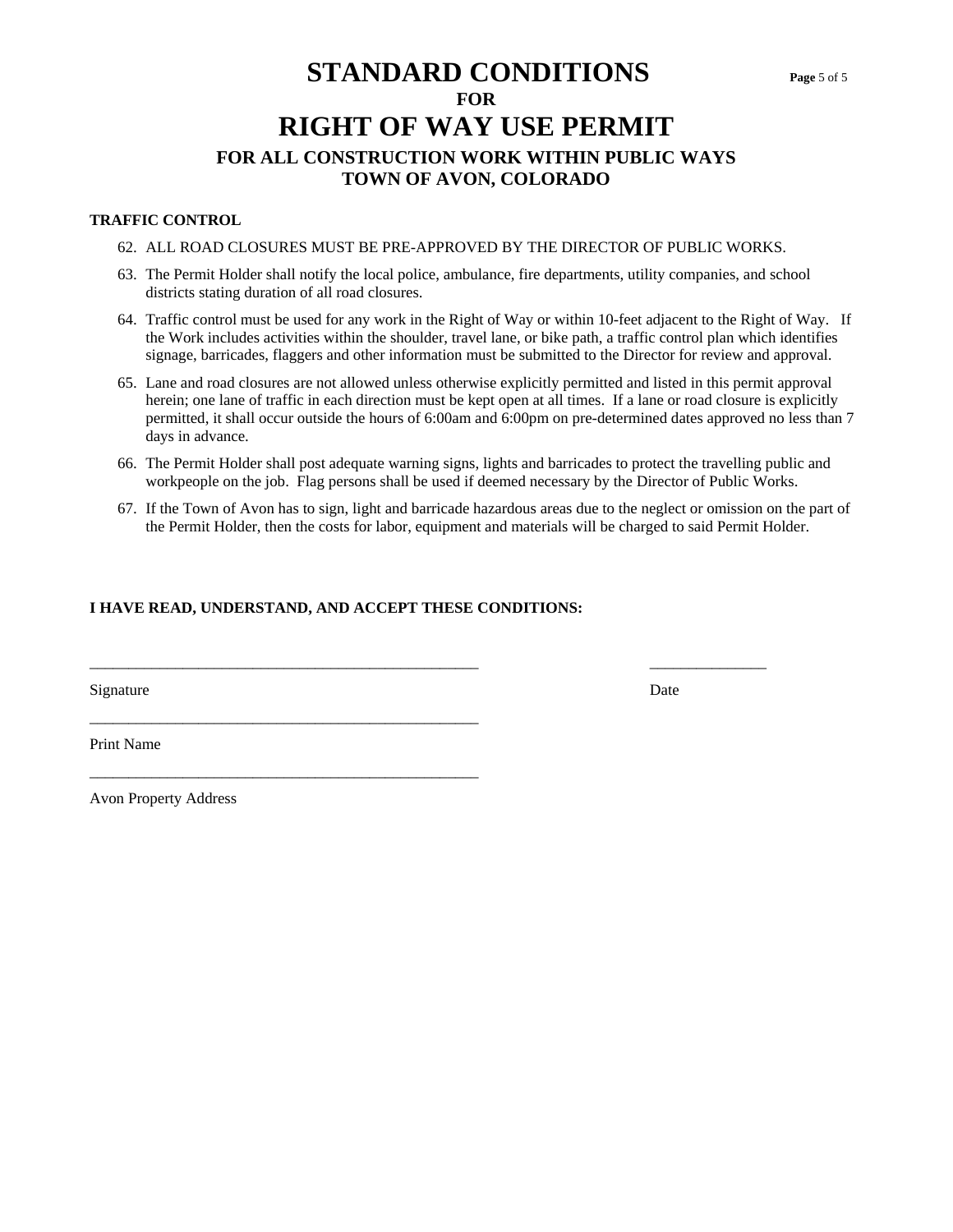# STANDARD CONDITIONS

### FOR

# RIGHT OF WAY USE PERMIT

### FOR ALL CONSTRUCTION WORK WITHIN PUBLIC WAYS
### TOWN OF AVON, COLORADO

**TRAFFIC CONTROL**

62. ALL ROAD CLOSURES MUST BE PRE-APPROVED BY THE DIRECTOR OF PUBLIC WORKS.
63. The Permit Holder shall notify the local police, ambulance, fire departments, utility companies, and school districts stating duration of all road closures.
64. Traffic control must be used for any work in the Right of Way or within 10-feet adjacent to the Right of Way. If the Work includes activities within the shoulder, travel lane, or bike path, a traffic control plan which identifies signage, barricades, flaggers and other information must be submitted to the Director for review and approval.
65. Lane and road closures are not allowed unless otherwise explicitly permitted and listed in this permit approval herein; one lane of traffic in each direction must be kept open at all times. If a lane or road closure is explicitly permitted, it shall occur outside the hours of 6:00am and 6:00pm on pre-determined dates approved no less than 7 days in advance.
66. The Permit Holder shall post adequate warning signs, lights and barricades to protect the travelling public and workpeople on the job. Flag persons shall be used if deemed necessary by the Director of Public Works.
67. If the Town of Avon has to sign, light and barricade hazardous areas due to the neglect or omission on the part of the Permit Holder, then the costs for labor, equipment and materials will be charged to said Permit Holder.

**I HAVE READ, UNDERSTAND, AND ACCEPT THESE CONDITIONS:**

\_\_\_\_\_\_\_\_\_\_\_\_\_\_\_\_\_\_\_\_\_\_\_\_\_\_\_\_\_\_\_\_\_\_\_\_\_\_\_\_\_\_\_\_\_\_\_\_\_\_ \_\_\_\_\_\_\_\_\_\_\_\_\_\_\_\_

Signature Date

\_\_\_\_\_\_\_\_\_\_\_\_\_\_\_\_\_\_\_\_\_\_\_\_\_\_\_\_\_\_\_\_\_\_\_\_\_\_\_\_\_\_\_\_\_\_\_\_\_\_

Print Name

\_\_\_\_\_\_\_\_\_\_\_\_\_\_\_\_\_\_\_\_\_\_\_\_\_\_\_\_\_\_\_\_\_\_\_\_\_\_\_\_\_\_\_\_\_\_\_\_\_\_

Avon Property Address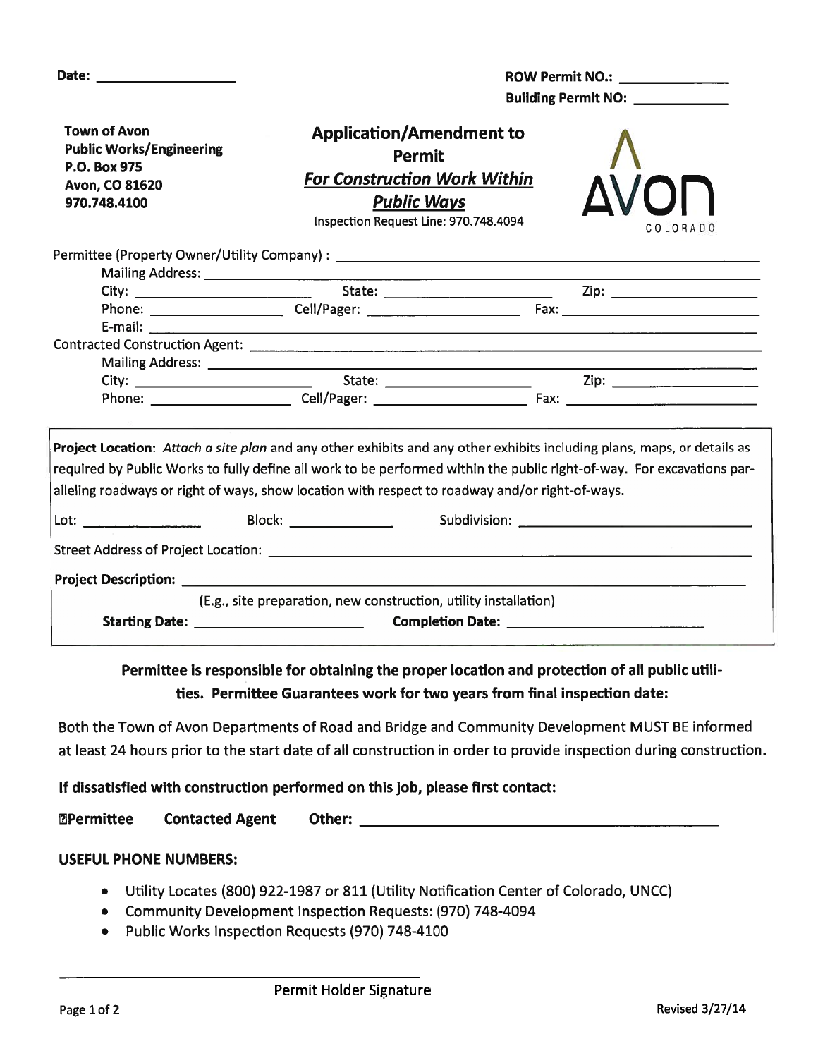Date: ____________________

ROW Permit NO.: ______________

Building Permit NO: ____________

**Town of Avon**
**Public Works/Engineering**
**P.O. Box 975**
**Avon, CO 81620**
**970.748.4100**

# Application/Amendment to Permit

## ***For Construction Work Within Public Ways***

Inspection Request Line: 970.748.4094

AVON COLORADO

Permittee (Property Owner/Utility Company) : ______________________________

Mailing Address: ______________________________

City: ________________ State: ________________ Zip: ________________

Phone: ________________ Cell/Pager: ________________ Fax: ________________

E-mail: ______________________________

Contracted Construction Agent: ______________________________

Mailing Address: ______________________________

City: ________________ State: ________________ Zip: ________________

Phone: ________________ Cell/Pager: ________________ Fax: ________________

**Project Location**: *Attach a site plan* and any other exhibits and any other exhibits including plans, maps, or details as required by Public Works to fully define all work to be performed within the public right-of-way. For excavations paralleling roadways or right of ways, show location with respect to roadway and/or right-of-ways.

Lot: ____________ Block: ____________ Subdivision: ______________________________

Street Address of Project Location: ______________________________

**Project Description:** ______________________________

(E.g., site preparation, new construction, utility installation)

**Starting Date:** ____________________ **Completion Date:** ____________________

**Permittee is responsible for obtaining the proper location and protection of all public utilities. Permittee Guarantees work for two years from final inspection date:**

Both the Town of Avon Departments of Road and Bridge and Community Development MUST BE informed at least 24 hours prior to the start date of all construction in order to provide inspection during construction.

**If dissatisfied with construction performed on this job, please first contact:**

**☐Permittee** **Contacted Agent** **Other:** ______________________________

**USEFUL PHONE NUMBERS:**

- Utility Locates (800) 922-1987 or 811 (Utility Notification Center of Colorado, UNCC)
- Community Development Inspection Requests: (970) 748-4094
- Public Works Inspection Requests (970) 748-4100

______________________________

Permit Holder Signature

Revised 3/27/14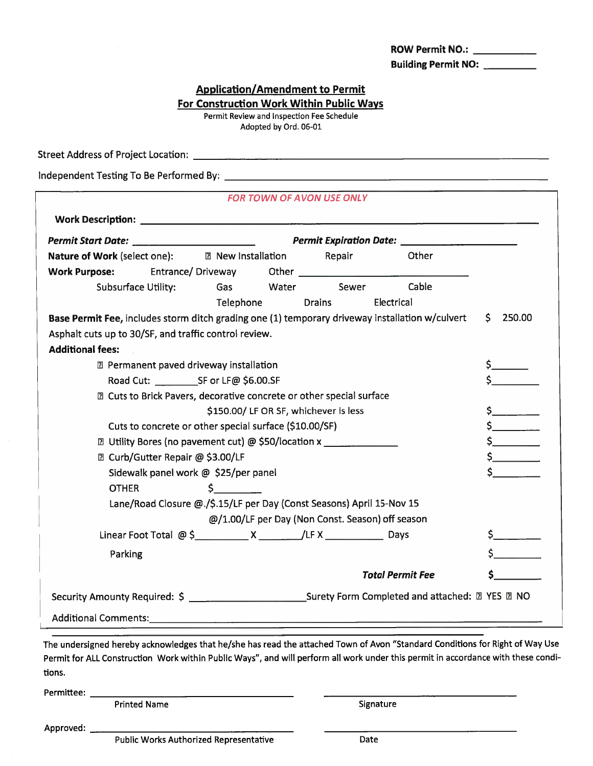**ROW Permit NO.:** ___________

**Building Permit NO:** _________

## Application/Amendment to Permit
## For Construction Work Within Public Ways

Permit Review and Inspection Fee Schedule
Adopted by Ord. 06-01

Street Address of Project Location: ______________________________________________

Independent Testing To Be Performed By: ______________________________________________

*FOR TOWN OF AVON USE ONLY*

**Work Description:** ______________________________________________

***Permit Start Date:*** ____________________ ***Permit Expiration Date:*** ____________________

**Nature of Work** (select one): ☐ New Installation  Repair  Other

**Work Purpose:** Entrance/ Driveway  Other ____________________

Subsurface Utility: Gas  Water  Sewer  Cable  Telephone  Drains  Electrical

**Base Permit Fee,** includes storm ditch grading one (1) temporary driveway installation w/culvert Asphalt cuts up to 30/SF, and traffic control review. $ 250.00

**Additional fees:**

| | |
|---|---|
| ☐ Permanent paved driveway installation | $______ |
| Road Cut: ________SF or LF@ $6.00.SF | $________ |
| ☐ Cuts to Brick Pavers, decorative concrete or other special surface $150.00/ LF OR SF, whichever is less | $________ |
| Cuts to concrete or other special surface ($10.00/SF) | $________ |
| ☐ Utility Bores (no pavement cut) @ $50/location x ____________ | $________ |
| ☐ Curb/Gutter Repair @ $3.00/LF | $________ |
| Sidewalk panel work @ $25/per panel | $________ |
| OTHER $________ | |
| Lane/Road Closure @./$.15/LF per Day (Const Seasons) April 15-Nov 15 @/1.00/LF per Day (Non Const. Season) off season | |
| Linear Foot Total @ $_________ X _______/LF X __________ Days | $________ |
| Parking | $________ |
| ***Total Permit Fee*** | **$________** |

Security Amounty Required: $ ____________________ Surety Form Completed and attached: ☐ YES ☐ NO

Additional Comments: ______________________________________________

The undersigned hereby acknowledges that he/she has read the attached Town of Avon "Standard Conditions for Right of Way Use Permit for ALL Construction Work within Public Ways", and will perform all work under this permit in accordance with these conditions.

Permittee: ______________________________ ______________________________
Printed Name  Signature

Approved: ______________________________ ______________________________
Public Works Authorized Representative  Date